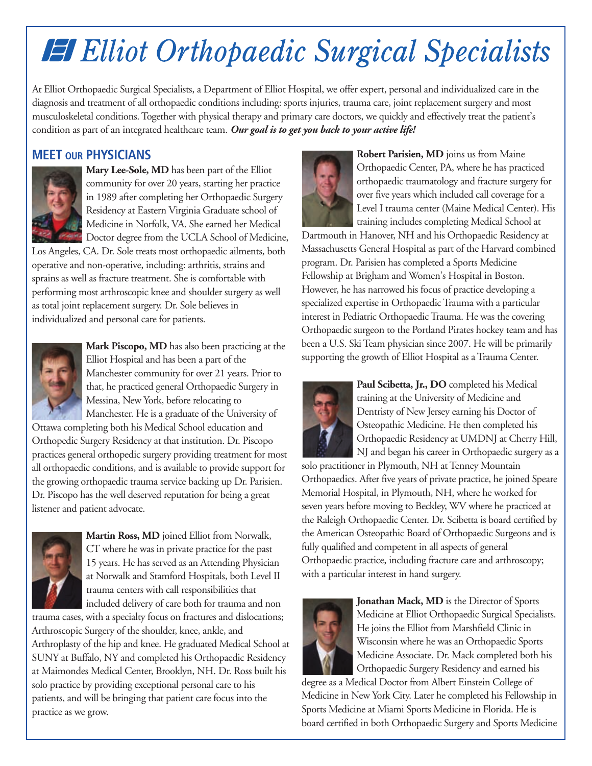# Elliot Orthopaedic Surgical Specialists

At Elliot Orthopaedic Surgical Specialists, a Department of Elliot Hospital, we offer expert, personal and individualized care in the diagnosis and treatment of all orthopaedic conditions including: sports injuries, trauma care, joint replacement surgery and most musculoskeletal conditions. Together with physical therapy and primary care doctors, we quickly and effectively treat the patient's condition as part of an integrated healthcare team. ***Our goal is to get you back to your active life!***

## MEET OUR PHYSICIANS

**Mary Lee-Sole, MD** has been part of the Elliot community for over 20 years, starting her practice in 1989 after completing her Orthopaedic Surgery Residency at Eastern Virginia Graduate school of Medicine in Norfolk, VA. She earned her Medical Doctor degree from the UCLA School of Medicine, Los Angeles, CA. Dr. Sole treats most orthopaedic ailments, both operative and non-operative, including: arthritis, strains and sprains as well as fracture treatment. She is comfortable with performing most arthroscopic knee and shoulder surgery as well as total joint replacement surgery. Dr. Sole believes in individualized and personal care for patients.

**Mark Piscopo, MD** has also been practicing at the Elliot Hospital and has been a part of the Manchester community for over 21 years. Prior to that, he practiced general Orthopaedic Surgery in Messina, New York, before relocating to Manchester. He is a graduate of the University of Ottawa completing both his Medical School education and Orthopedic Surgery Residency at that institution. Dr. Piscopo practices general orthopedic surgery providing treatment for most all orthopaedic conditions, and is available to provide support for the growing orthopaedic trauma service backing up Dr. Parisien. Dr. Piscopo has the well deserved reputation for being a great listener and patient advocate.

**Martin Ross, MD** joined Elliot from Norwalk, CT where he was in private practice for the past 15 years. He has served as an Attending Physician at Norwalk and Stamford Hospitals, both Level II trauma centers with call responsibilities that included delivery of care both for trauma and non trauma cases, with a specialty focus on fractures and dislocations; Arthroscopic Surgery of the shoulder, knee, ankle, and Arthroplasty of the hip and knee. He graduated Medical School at SUNY at Buffalo, NY and completed his Orthopaedic Residency at Maimondes Medical Center, Brooklyn, NH. Dr. Ross built his solo practice by providing exceptional personal care to his patients, and will be bringing that patient care focus into the practice as we grow.

**Robert Parisien, MD** joins us from Maine Orthopaedic Center, PA, where he has practiced orthopaedic traumatology and fracture surgery for over five years which included call coverage for a Level I trauma center (Maine Medical Center). His training includes completing Medical School at Dartmouth in Hanover, NH and his Orthopaedic Residency at Massachusetts General Hospital as part of the Harvard combined program. Dr. Parisien has completed a Sports Medicine Fellowship at Brigham and Women's Hospital in Boston. However, he has narrowed his focus of practice developing a specialized expertise in Orthopaedic Trauma with a particular interest in Pediatric Orthopaedic Trauma. He was the covering Orthopaedic surgeon to the Portland Pirates hockey team and has been a U.S. Ski Team physician since 2007. He will be primarily supporting the growth of Elliot Hospital as a Trauma Center.

**Paul Scibetta, Jr., DO** completed his Medical training at the University of Medicine and Dentristy of New Jersey earning his Doctor of Osteopathic Medicine. He then completed his Orthopaedic Residency at UMDNJ at Cherry Hill, NJ and began his career in Orthopaedic surgery as a solo practitioner in Plymouth, NH at Tenney Mountain Orthopaedics. After five years of private practice, he joined Speare Memorial Hospital, in Plymouth, NH, where he worked for seven years before moving to Beckley, WV where he practiced at the Raleigh Orthopaedic Center. Dr. Scibetta is board certified by the American Osteopathic Board of Orthopaedic Surgeons and is fully qualified and competent in all aspects of general Orthopaedic practice, including fracture care and arthroscopy; with a particular interest in hand surgery.

**Jonathan Mack, MD** is the Director of Sports Medicine at Elliot Orthopaedic Surgical Specialists. He joins the Elliot from Marshfield Clinic in Wisconsin where he was an Orthopaedic Sports Medicine Associate. Dr. Mack completed both his Orthopaedic Surgery Residency and earned his degree as a Medical Doctor from Albert Einstein College of Medicine in New York City. Later he completed his Fellowship in Sports Medicine at Miami Sports Medicine in Florida. He is board certified in both Orthopaedic Surgery and Sports Medicine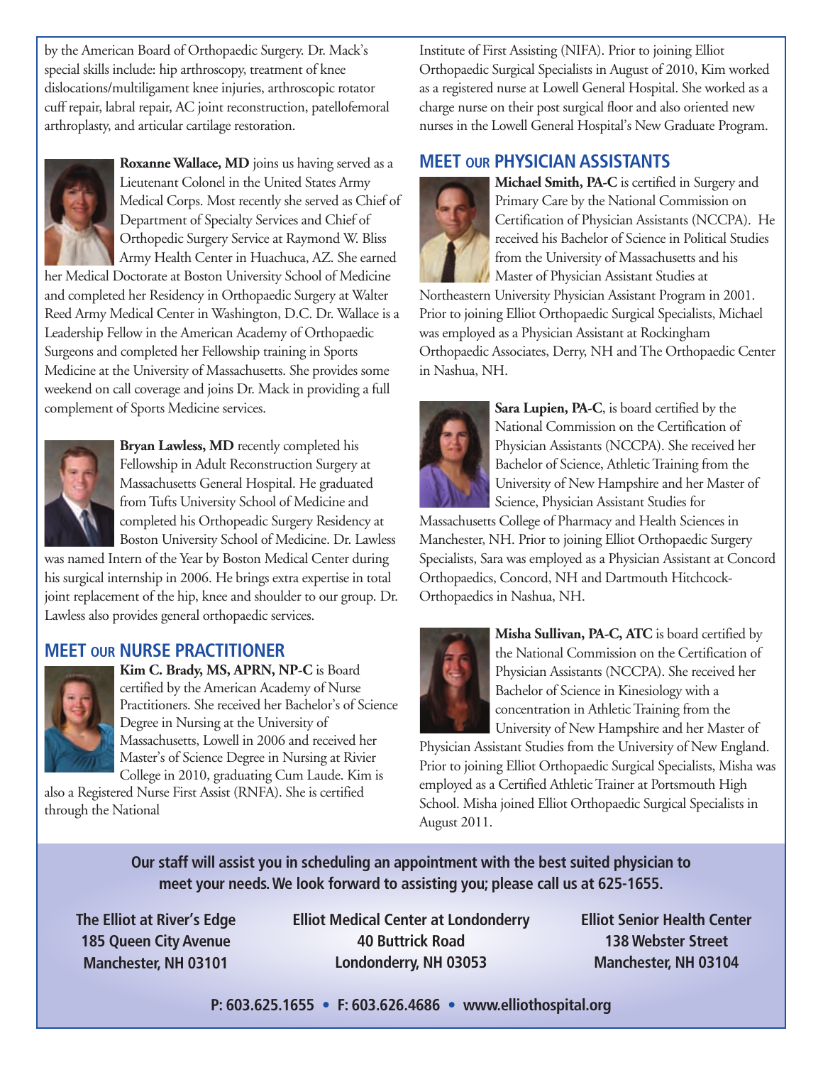by the American Board of Orthopaedic Surgery. Dr. Mack's special skills include: hip arthroscopy, treatment of knee dislocations/multiligament knee injuries, arthroscopic rotator cuff repair, labral repair, AC joint reconstruction, patellofemoral arthroplasty, and articular cartilage restoration.

**Roxanne Wallace, MD** joins us having served as a Lieutenant Colonel in the United States Army Medical Corps. Most recently she served as Chief of Department of Specialty Services and Chief of Orthopedic Surgery Service at Raymond W. Bliss Army Health Center in Huachuca, AZ. She earned her Medical Doctorate at Boston University School of Medicine and completed her Residency in Orthopaedic Surgery at Walter Reed Army Medical Center in Washington, D.C. Dr. Wallace is a Leadership Fellow in the American Academy of Orthopaedic Surgeons and completed her Fellowship training in Sports Medicine at the University of Massachusetts. She provides some weekend on call coverage and joins Dr. Mack in providing a full complement of Sports Medicine services.

**Bryan Lawless, MD** recently completed his Fellowship in Adult Reconstruction Surgery at Massachusetts General Hospital. He graduated from Tufts University School of Medicine and completed his Orthopaedic Surgery Residency at Boston University School of Medicine. Dr. Lawless was named Intern of the Year by Boston Medical Center during his surgical internship in 2006. He brings extra expertise in total joint replacement of the hip, knee and shoulder to our group. Dr. Lawless also provides general orthopaedic services.

## MEET OUR NURSE PRACTITIONER

**Kim C. Brady, MS, APRN, NP-C** is Board certified by the American Academy of Nurse Practitioners. She received her Bachelor's of Science Degree in Nursing at the University of Massachusetts, Lowell in 2006 and received her Master's of Science Degree in Nursing at Rivier College in 2010, graduating Cum Laude. Kim is also a Registered Nurse First Assist (RNFA). She is certified through the National Institute of First Assisting (NIFA). Prior to joining Elliot Orthopaedic Surgical Specialists in August of 2010, Kim worked as a registered nurse at Lowell General Hospital. She worked as a charge nurse on their post surgical floor and also oriented new nurses in the Lowell General Hospital's New Graduate Program.

## MEET OUR PHYSICIAN ASSISTANTS

**Michael Smith, PA-C** is certified in Surgery and Primary Care by the National Commission on Certification of Physician Assistants (NCCPA). He received his Bachelor of Science in Political Studies from the University of Massachusetts and his Master of Physician Assistant Studies at Northeastern University Physician Assistant Program in 2001. Prior to joining Elliot Orthopaedic Surgical Specialists, Michael was employed as a Physician Assistant at Rockingham Orthopaedic Associates, Derry, NH and The Orthopaedic Center in Nashua, NH.

**Sara Lupien, PA-C**, is board certified by the National Commission on the Certification of Physician Assistants (NCCPA). She received her Bachelor of Science, Athletic Training from the University of New Hampshire and her Master of Science, Physician Assistant Studies for Massachusetts College of Pharmacy and Health Sciences in Manchester, NH. Prior to joining Elliot Orthopaedic Surgery Specialists, Sara was employed as a Physician Assistant at Concord Orthopaedics, Concord, NH and Dartmouth Hitchcock-Orthopaedics in Nashua, NH.

**Misha Sullivan, PA-C, ATC** is board certified by the National Commission on the Certification of Physician Assistants (NCCPA). She received her Bachelor of Science in Kinesiology with a concentration in Athletic Training from the University of New Hampshire and her Master of Physician Assistant Studies from the University of New England. Prior to joining Elliot Orthopaedic Surgical Specialists, Misha was employed as a Certified Athletic Trainer at Portsmouth High School. Misha joined Elliot Orthopaedic Surgical Specialists in August 2011.

**Our staff will assist you in scheduling an appointment with the best suited physician to meet your needs. We look forward to assisting you; please call us at 625-1655.**

**The Elliot at River's Edge**
**185 Queen City Avenue**
**Manchester, NH 03101**

**Elliot Medical Center at Londonderry**
**40 Buttrick Road**
**Londonderry, NH 03053**

**Elliot Senior Health Center**
**138 Webster Street**
**Manchester, NH 03104**

**P: 603.625.1655 • F: 603.626.4686 • www.elliothospital.org**